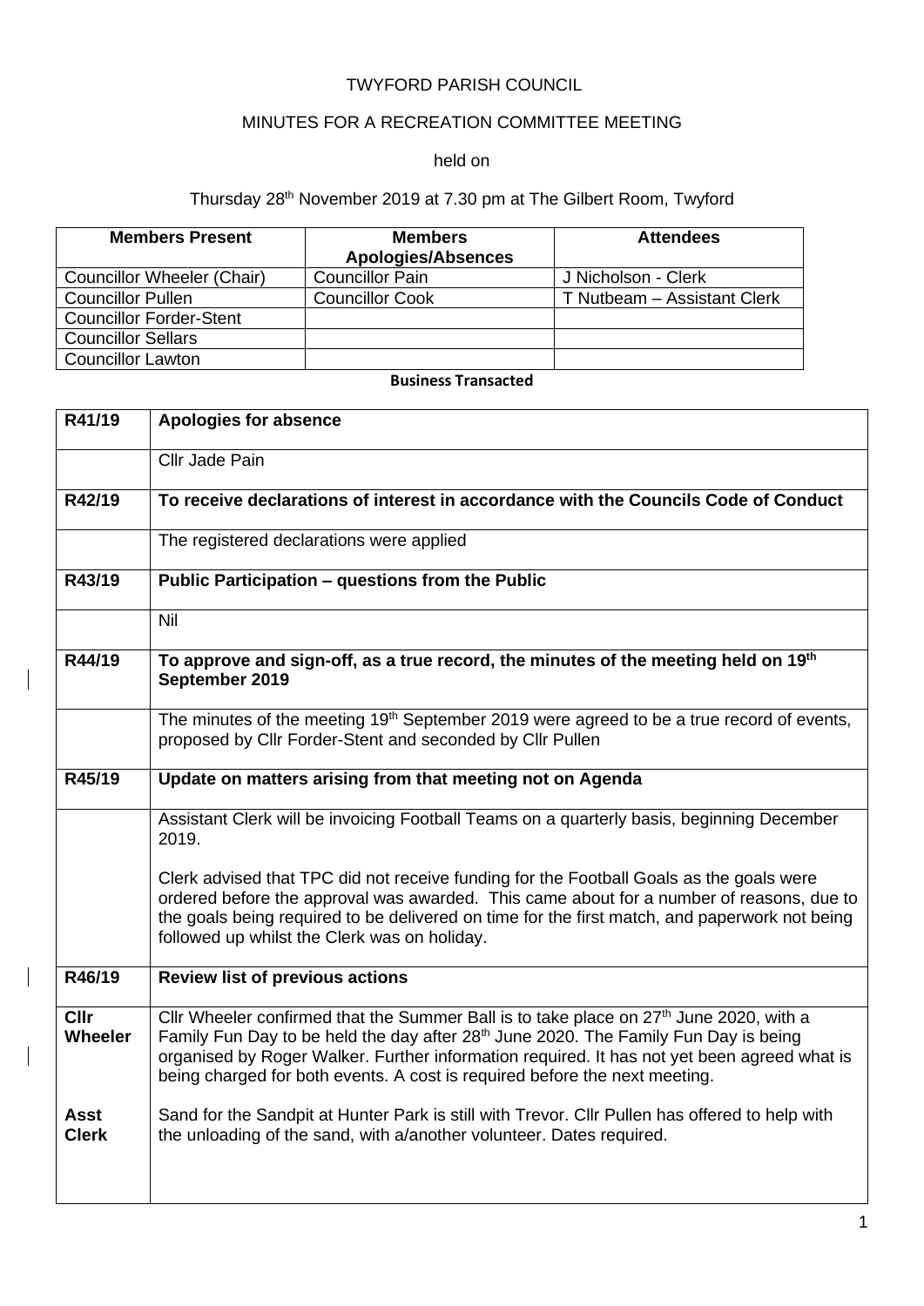TWYFORD PARISH COUNCIL

MINUTES FOR A RECREATION COMMITTEE MEETING

held on

Thursday 28th November 2019 at 7.30 pm at The Gilbert Room, Twyford

| Members Present | Members Apologies/Absences | Attendees |
|---|---|---|
| Councillor Wheeler (Chair) | Councillor Pain | J Nicholson - Clerk |
| Councillor Pullen | Councillor Cook | T Nutbeam – Assistant Clerk |
| Councillor Forder-Stent | | |
| Councillor Sellars | | |
| Councillor Lawton | | |

**Business Transacted**

| | |
|---|---|
| **R41/19** | **Apologies for absence** |
| | Cllr Jade Pain |
| **R42/19** | **To receive declarations of interest in accordance with the Councils Code of Conduct** |
| | The registered declarations were applied |
| **R43/19** | **Public Participation – questions from the Public** |
| | Nil |
| **R44/19** | **To approve and sign-off, as a true record, the minutes of the meeting held on 19th September 2019** |
| | The minutes of the meeting 19th September 2019 were agreed to be a true record of events, proposed by Cllr Forder-Stent and seconded by Cllr Pullen |
| **R45/19** | **Update on matters arising from that meeting not on Agenda** |
| | Assistant Clerk will be invoicing Football Teams on a quarterly basis, beginning December 2019.<br><br>Clerk advised that TPC did not receive funding for the Football Goals as the goals were ordered before the approval was awarded. This came about for a number of reasons, due to the goals being required to be delivered on time for the first match, and paperwork not being followed up whilst the Clerk was on holiday. |
| **R46/19** | **Review list of previous actions** |
| **Cllr Wheeler** | Cllr Wheeler confirmed that the Summer Ball is to take place on 27th June 2020, with a Family Fun Day to be held the day after 28th June 2020. The Family Fun Day is being organised by Roger Walker. Further information required. It has not yet been agreed what is being charged for both events. A cost is required before the next meeting. |
| **Asst Clerk** | Sand for the Sandpit at Hunter Park is still with Trevor. Cllr Pullen has offered to help with the unloading of the sand, with a/another volunteer. Dates required. |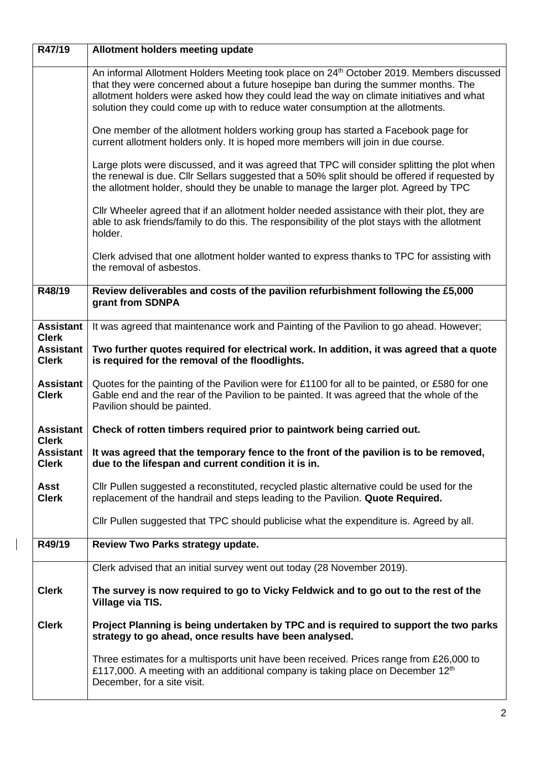| R47/19 | **Allotment holders meeting update** |
|---|---|
| | An informal Allotment Holders Meeting took place on 24th October 2019. Members discussed that they were concerned about a future hosepipe ban during the summer months. The allotment holders were asked how they could lead the way on climate initiatives and what solution they could come up with to reduce water consumption at the allotments.<br><br>One member of the allotment holders working group has started a Facebook page for current allotment holders only. It is hoped more members will join in due course.<br><br>Large plots were discussed, and it was agreed that TPC will consider splitting the plot when the renewal is due. Cllr Sellars suggested that a 50% split should be offered if requested by the allotment holder, should they be unable to manage the larger plot. Agreed by TPC<br><br>Cllr Wheeler agreed that if an allotment holder needed assistance with their plot, they are able to ask friends/family to do this. The responsibility of the plot stays with the allotment holder.<br><br>Clerk advised that one allotment holder wanted to express thanks to TPC for assisting with the removal of asbestos. |
| **R48/19** | **Review deliverables and costs of the pavilion refurbishment following the £5,000 grant from SDNPA** |
| **Assistant Clerk** | It was agreed that maintenance work and Painting of the Pavilion to go ahead. However; |
| **Assistant Clerk** | **Two further quotes required for electrical work. In addition, it was agreed that a quote is required for the removal of the floodlights.** |
| **Assistant Clerk** | Quotes for the painting of the Pavilion were for £1100 for all to be painted, or £580 for one Gable end and the rear of the Pavilion to be painted. It was agreed that the whole of the Pavilion should be painted. |
| **Assistant Clerk** | **Check of rotten timbers required prior to paintwork being carried out.** |
| **Assistant Clerk** | **It was agreed that the temporary fence to the front of the pavilion is to be removed, due to the lifespan and current condition it is in.** |
| **Asst Clerk** | Cllr Pullen suggested a reconstituted, recycled plastic alternative could be used for the replacement of the handrail and steps leading to the Pavilion. **Quote Required.**<br><br>Cllr Pullen suggested that TPC should publicise what the expenditure is. Agreed by all. |
| **R49/19** | **Review Two Parks strategy update.** |
| | Clerk advised that an initial survey went out today (28 November 2019). |
| **Clerk** | **The survey is now required to go to Vicky Feldwick and to go out to the rest of the Village via TIS.** |
| **Clerk** | **Project Planning is being undertaken by TPC and is required to support the two parks strategy to go ahead, once results have been analysed.**<br><br>Three estimates for a multisports unit have been received. Prices range from £26,000 to £117,000. A meeting with an additional company is taking place on December 12th December, for a site visit. |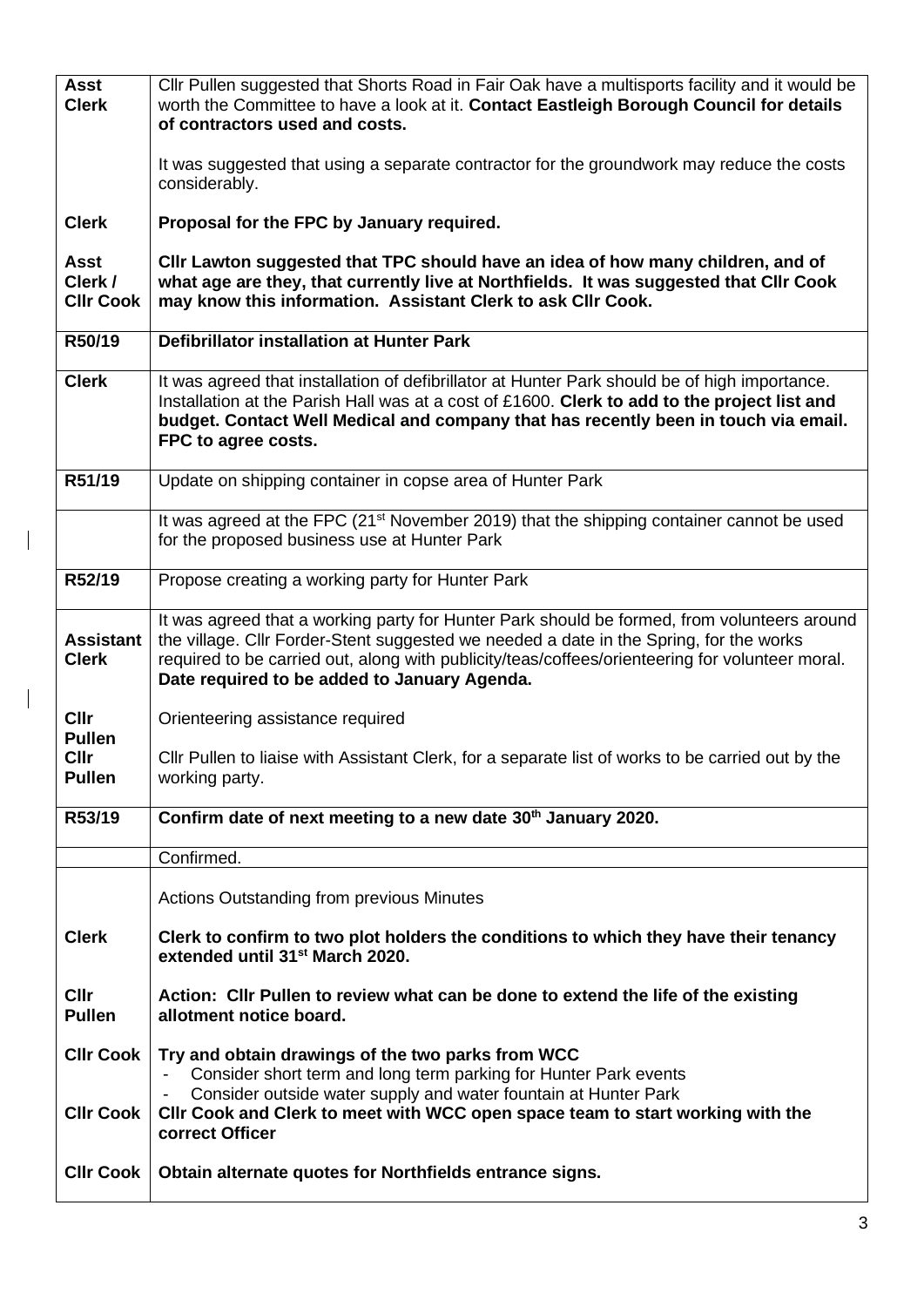| | |
|---|---|
| **Asst Clerk** | Cllr Pullen suggested that Shorts Road in Fair Oak have a multisports facility and it would be worth the Committee to have a look at it. **Contact Eastleigh Borough Council for details of contractors used and costs.**<br><br>It was suggested that using a separate contractor for the groundwork may reduce the costs considerably. |
| **Clerk** | **Proposal for the FPC by January required.** |
| **Asst Clerk / Cllr Cook** | **Cllr Lawton suggested that TPC should have an idea of how many children, and of what age are they, that currently live at Northfields. It was suggested that Cllr Cook may know this information. Assistant Clerk to ask Cllr Cook.** |
| **R50/19** | **Defibrillator installation at Hunter Park** |
| **Clerk** | It was agreed that installation of defibrillator at Hunter Park should be of high importance. Installation at the Parish Hall was at a cost of £1600. **Clerk to add to the project list and budget. Contact Well Medical and company that has recently been in touch via email. FPC to agree costs.** |
| **R51/19** | Update on shipping container in copse area of Hunter Park |
| | It was agreed at the FPC (21st November 2019) that the shipping container cannot be used for the proposed business use at Hunter Park |
| **R52/19** | Propose creating a working party for Hunter Park |
| **Assistant Clerk** | It was agreed that a working party for Hunter Park should be formed, from volunteers around the village. Cllr Forder-Stent suggested we needed a date in the Spring, for the works required to be carried out, along with publicity/teas/coffees/orienteering for volunteer moral. **Date required to be added to January Agenda.** |
| **Cllr Pullen** | Orienteering assistance required |
| **Cllr Pullen** | Cllr Pullen to liaise with Assistant Clerk, for a separate list of works to be carried out by the working party. |
| **R53/19** | **Confirm date of next meeting to a new date 30th January 2020.** |
| | Confirmed. |
| | Actions Outstanding from previous Minutes |
| **Clerk** | **Clerk to confirm to two plot holders the conditions to which they have their tenancy extended until 31st March 2020.** |
| **Cllr Pullen** | **Action: Cllr Pullen to review what can be done to extend the life of the existing allotment notice board.** |
| **Cllr Cook** | **Try and obtain drawings of the two parks from WCC**<br>- Consider short term and long term parking for Hunter Park events<br>- Consider outside water supply and water fountain at Hunter Park |
| **Cllr Cook** | **Cllr Cook and Clerk to meet with WCC open space team to start working with the correct Officer** |
| **Cllr Cook** | **Obtain alternate quotes for Northfields entrance signs.** |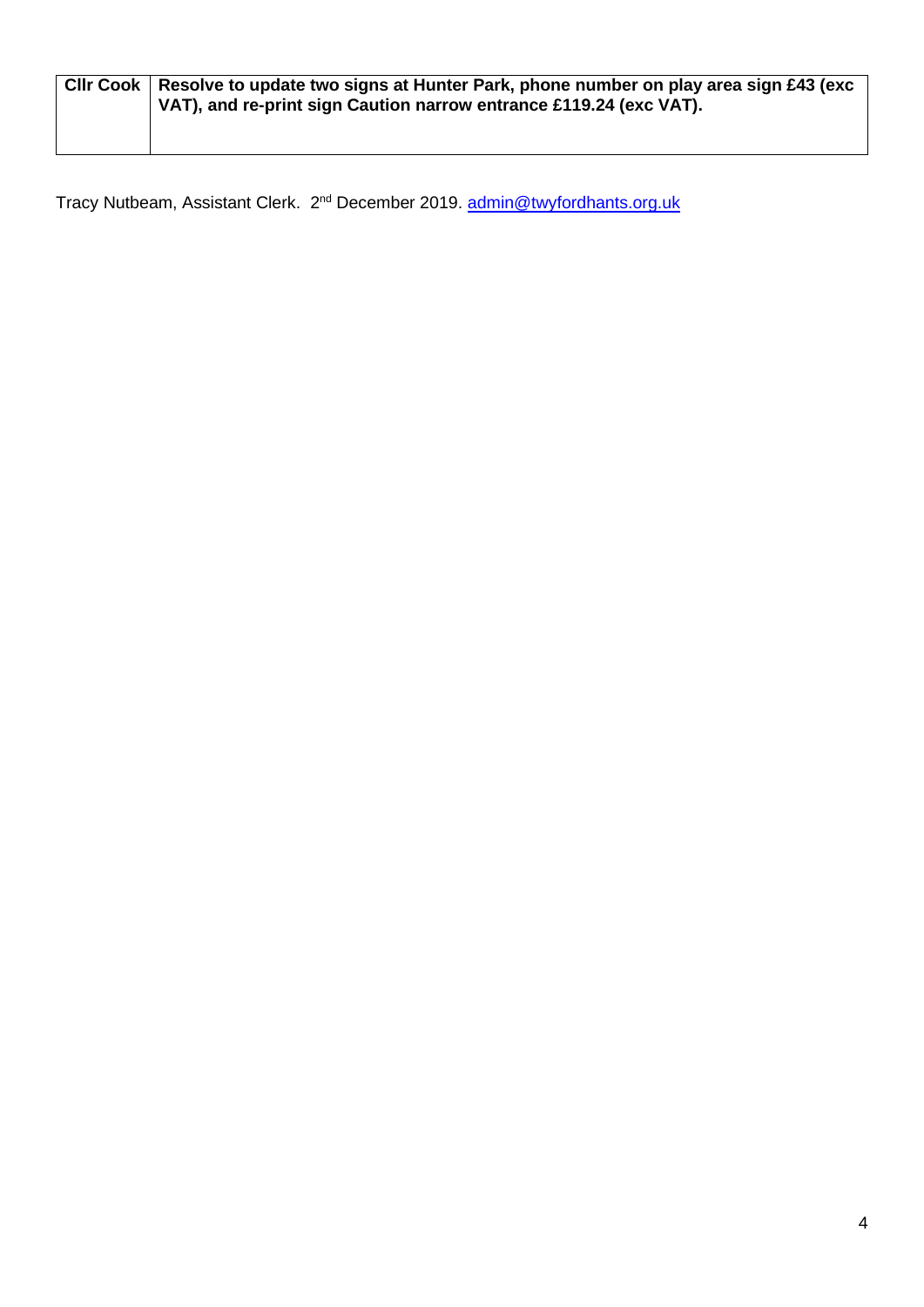| | |
|---|---|
| **Cllr Cook** | **Resolve to update two signs at Hunter Park, phone number on play area sign £43 (exc VAT), and re-print sign Caution narrow entrance £119.24 (exc VAT).** |

Tracy Nutbeam, Assistant Clerk. 2nd December 2019. admin@twyfordhants.org.uk